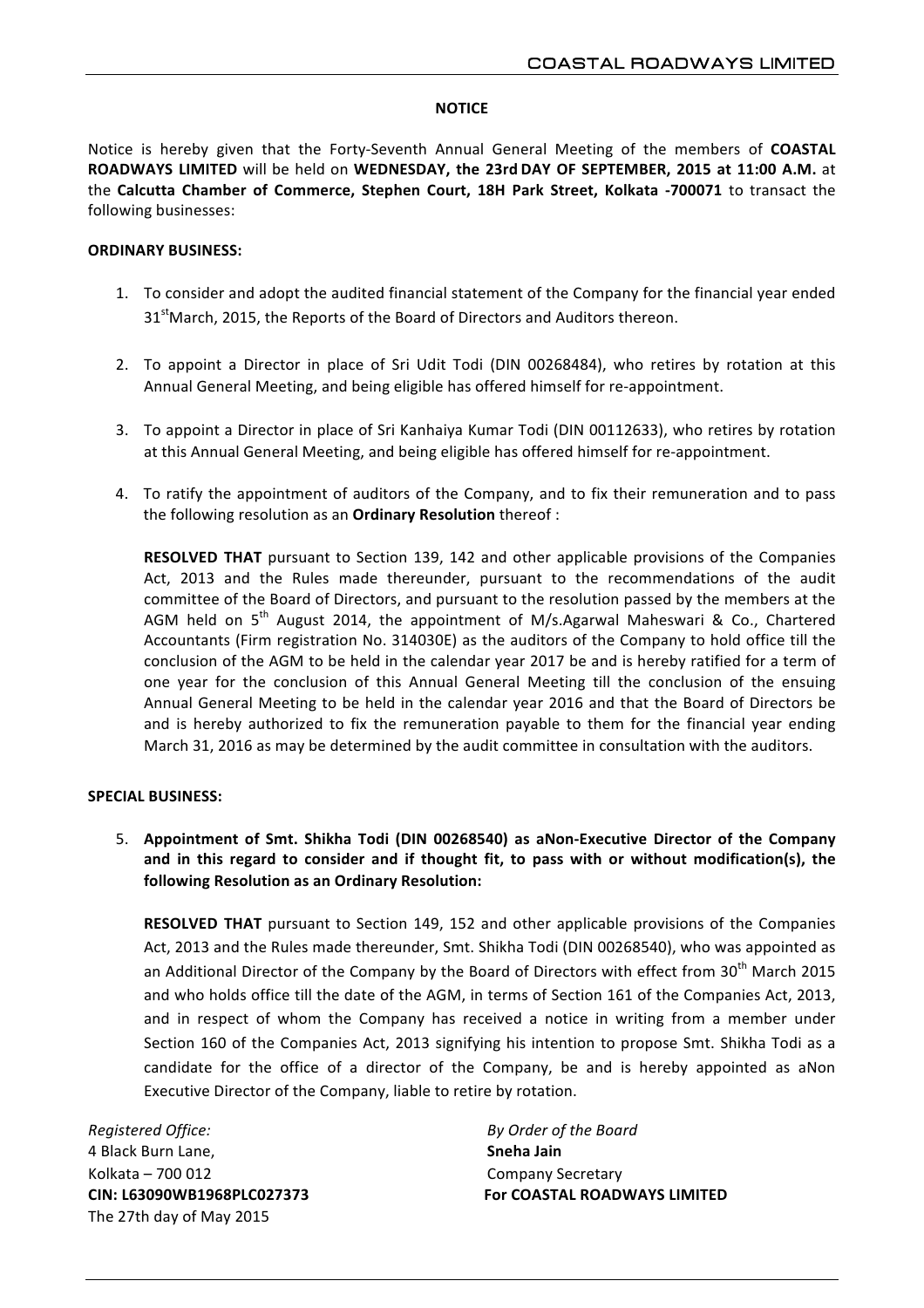## NOTICE

Notice is hereby given that the Forty-Seventh Annual General Meeting of the members of **COASTAL ROADWAYS LIMITED** will be held on **WEDNESDAY, the 23rd DAY OF SEPTEMBER, 2015 at 11:00 A.M.** at the **Calcutta Chamber of Commerce, Stephen Court, 18H Park Street, Kolkata -700071** to transact the following businesses:

### ORDINARY BUSINESS:

1. To consider and adopt the audited financial statement of the Company for the financial year ended 31st March, 2015, the Reports of the Board of Directors and Auditors thereon.

2. To appoint a Director in place of Sri Udit Todi (DIN 00268484), who retires by rotation at this Annual General Meeting, and being eligible has offered himself for re-appointment.

3. To appoint a Director in place of Sri Kanhaiya Kumar Todi (DIN 00112633), who retires by rotation at this Annual General Meeting, and being eligible has offered himself for re-appointment.

4. To ratify the appointment of auditors of the Company, and to fix their remuneration and to pass the following resolution as an **Ordinary Resolution** thereof :

   **RESOLVED THAT** pursuant to Section 139, 142 and other applicable provisions of the Companies Act, 2013 and the Rules made thereunder, pursuant to the recommendations of the audit committee of the Board of Directors, and pursuant to the resolution passed by the members at the AGM held on 5th August 2014, the appointment of M/s.Agarwal Maheswari & Co., Chartered Accountants (Firm registration No. 314030E) as the auditors of the Company to hold office till the conclusion of the AGM to be held in the calendar year 2017 be and is hereby ratified for a term of one year for the conclusion of this Annual General Meeting till the conclusion of the ensuing Annual General Meeting to be held in the calendar year 2016 and that the Board of Directors be and is hereby authorized to fix the remuneration payable to them for the financial year ending March 31, 2016 as may be determined by the audit committee in consultation with the auditors.

### SPECIAL BUSINESS:

5. **Appointment of Smt. Shikha Todi (DIN 00268540) as aNon-Executive Director of the Company and in this regard to consider and if thought fit, to pass with or without modification(s), the following Resolution as an Ordinary Resolution:**

   **RESOLVED THAT** pursuant to Section 149, 152 and other applicable provisions of the Companies Act, 2013 and the Rules made thereunder, Smt. Shikha Todi (DIN 00268540), who was appointed as an Additional Director of the Company by the Board of Directors with effect from 30th March 2015 and who holds office till the date of the AGM, in terms of Section 161 of the Companies Act, 2013, and in respect of whom the Company has received a notice in writing from a member under Section 160 of the Companies Act, 2013 signifying his intention to propose Smt. Shikha Todi as a candidate for the office of a director of the Company, be and is hereby appointed as aNon Executive Director of the Company, liable to retire by rotation.

*Registered Office:*
4 Black Burn Lane,
Kolkata – 700 012
**CIN: L63090WB1968PLC027373**
The 27th day of May 2015

*By Order of the Board*
**Sneha Jain**
Company Secretary
**For COASTAL ROADWAYS LIMITED**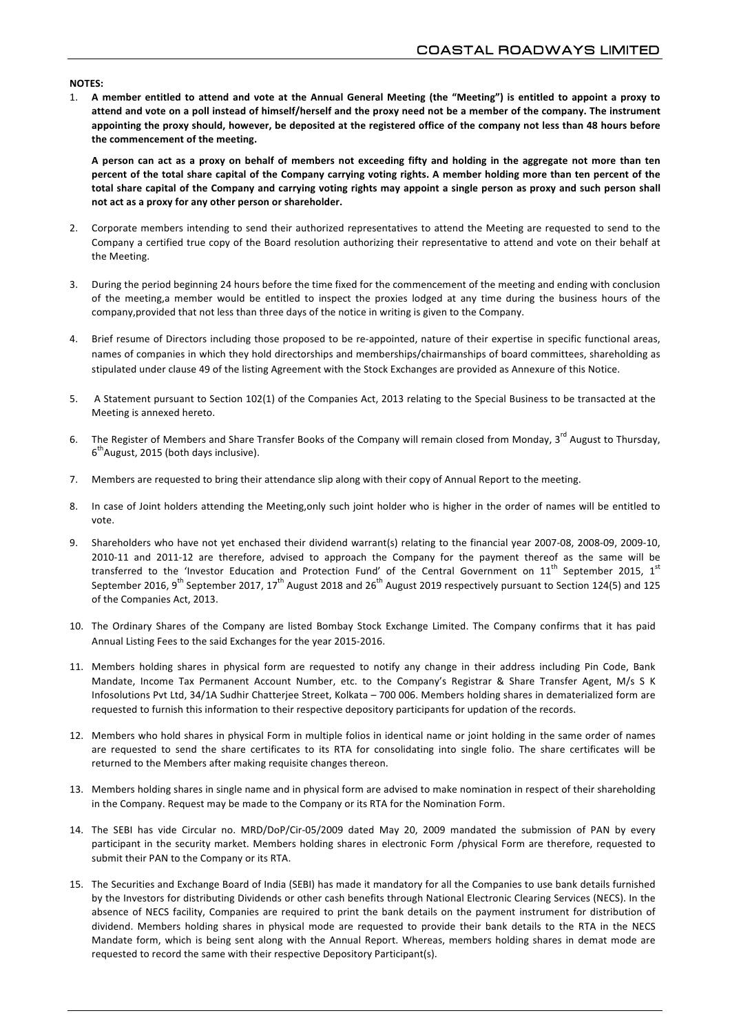**NOTES:**

1. **A member entitled to attend and vote at the Annual General Meeting (the "Meeting") is entitled to appoint a proxy to attend and vote on a poll instead of himself/herself and the proxy need not be a member of the company. The instrument appointing the proxy should, however, be deposited at the registered office of the company not less than 48 hours before the commencement of the meeting.**

   **A person can act as a proxy on behalf of members not exceeding fifty and holding in the aggregate not more than ten percent of the total share capital of the Company carrying voting rights. A member holding more than ten percent of the total share capital of the Company and carrying voting rights may appoint a single person as proxy and such person shall not act as a proxy for any other person or shareholder.**

2. Corporate members intending to send their authorized representatives to attend the Meeting are requested to send to the Company a certified true copy of the Board resolution authorizing their representative to attend and vote on their behalf at the Meeting.

3. During the period beginning 24 hours before the time fixed for the commencement of the meeting and ending with conclusion of the meeting,a member would be entitled to inspect the proxies lodged at any time during the business hours of the company,provided that not less than three days of the notice in writing is given to the Company.

4. Brief resume of Directors including those proposed to be re-appointed, nature of their expertise in specific functional areas, names of companies in which they hold directorships and memberships/chairmanships of board committees, shareholding as stipulated under clause 49 of the listing Agreement with the Stock Exchanges are provided as Annexure of this Notice.

5. A Statement pursuant to Section 102(1) of the Companies Act, 2013 relating to the Special Business to be transacted at the Meeting is annexed hereto.

6. The Register of Members and Share Transfer Books of the Company will remain closed from Monday, 3rd August to Thursday, 6th August, 2015 (both days inclusive).

7. Members are requested to bring their attendance slip along with their copy of Annual Report to the meeting.

8. In case of Joint holders attending the Meeting,only such joint holder who is higher in the order of names will be entitled to vote.

9. Shareholders who have not yet enchased their dividend warrant(s) relating to the financial year 2007-08, 2008-09, 2009-10, 2010-11 and 2011-12 are therefore, advised to approach the Company for the payment thereof as the same will be transferred to the 'Investor Education and Protection Fund' of the Central Government on 11th September 2015, 1st September 2016, 9th September 2017, 17th August 2018 and 26th August 2019 respectively pursuant to Section 124(5) and 125 of the Companies Act, 2013.

10. The Ordinary Shares of the Company are listed Bombay Stock Exchange Limited. The Company confirms that it has paid Annual Listing Fees to the said Exchanges for the year 2015-2016.

11. Members holding shares in physical form are requested to notify any change in their address including Pin Code, Bank Mandate, Income Tax Permanent Account Number, etc. to the Company's Registrar & Share Transfer Agent, M/s S K Infosolutions Pvt Ltd, 34/1A Sudhir Chatterjee Street, Kolkata – 700 006. Members holding shares in dematerialized form are requested to furnish this information to their respective depository participants for updation of the records.

12. Members who hold shares in physical Form in multiple folios in identical name or joint holding in the same order of names are requested to send the share certificates to its RTA for consolidating into single folio. The share certificates will be returned to the Members after making requisite changes thereon.

13. Members holding shares in single name and in physical form are advised to make nomination in respect of their shareholding in the Company. Request may be made to the Company or its RTA for the Nomination Form.

14. The SEBI has vide Circular no. MRD/DoP/Cir-05/2009 dated May 20, 2009 mandated the submission of PAN by every participant in the security market. Members holding shares in electronic Form /physical Form are therefore, requested to submit their PAN to the Company or its RTA.

15. The Securities and Exchange Board of India (SEBI) has made it mandatory for all the Companies to use bank details furnished by the Investors for distributing Dividends or other cash benefits through National Electronic Clearing Services (NECS). In the absence of NECS facility, Companies are required to print the bank details on the payment instrument for distribution of dividend. Members holding shares in physical mode are requested to provide their bank details to the RTA in the NECS Mandate form, which is being sent along with the Annual Report. Whereas, members holding shares in demat mode are requested to record the same with their respective Depository Participant(s).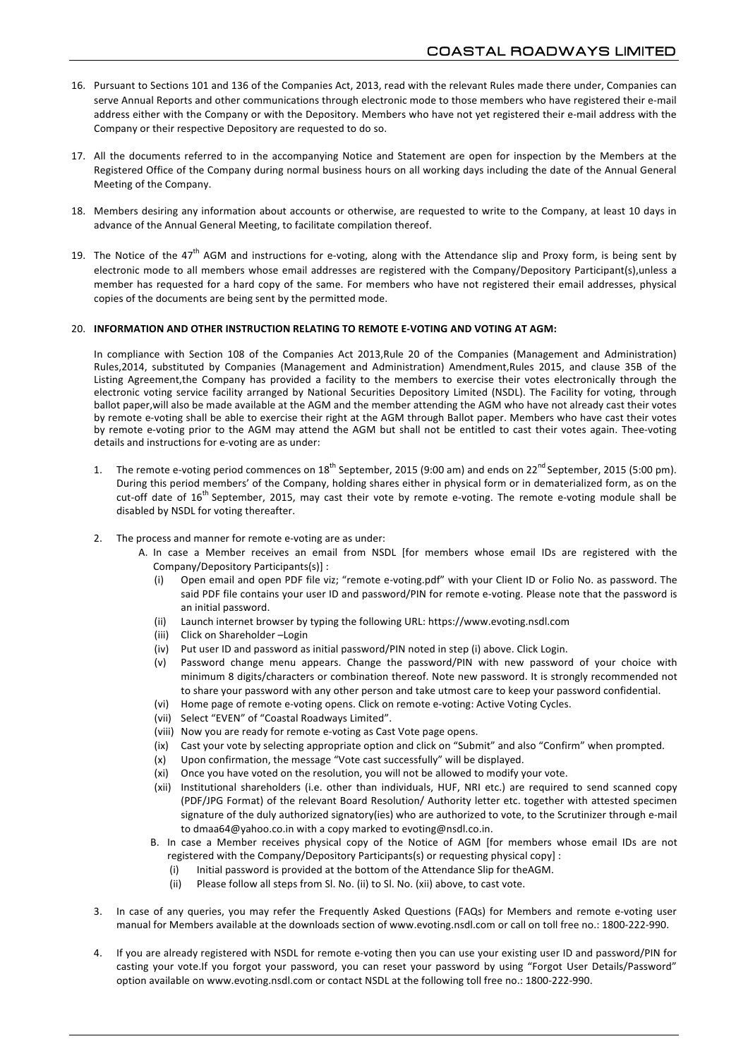16. Pursuant to Sections 101 and 136 of the Companies Act, 2013, read with the relevant Rules made there under, Companies can serve Annual Reports and other communications through electronic mode to those members who have registered their e-mail address either with the Company or with the Depository. Members who have not yet registered their e-mail address with the Company or their respective Depository are requested to do so.

17. All the documents referred to in the accompanying Notice and Statement are open for inspection by the Members at the Registered Office of the Company during normal business hours on all working days including the date of the Annual General Meeting of the Company.

18. Members desiring any information about accounts or otherwise, are requested to write to the Company, at least 10 days in advance of the Annual General Meeting, to facilitate compilation thereof.

19. The Notice of the 47th AGM and instructions for e-voting, along with the Attendance slip and Proxy form, is being sent by electronic mode to all members whose email addresses are registered with the Company/Depository Participant(s),unless a member has requested for a hard copy of the same. For members who have not registered their email addresses, physical copies of the documents are being sent by the permitted mode.

20. **INFORMATION AND OTHER INSTRUCTION RELATING TO REMOTE E-VOTING AND VOTING AT AGM:**

In compliance with Section 108 of the Companies Act 2013,Rule 20 of the Companies (Management and Administration) Rules,2014, substituted by Companies (Management and Administration) Amendment,Rules 2015, and clause 35B of the Listing Agreement,the Company has provided a facility to the members to exercise their votes electronically through the electronic voting service facility arranged by National Securities Depository Limited (NSDL). The Facility for voting, through ballot paper,will also be made available at the AGM and the member attending the AGM who have not already cast their votes by remote e-voting shall be able to exercise their right at the AGM through Ballot paper. Members who have cast their votes by remote e-voting prior to the AGM may attend the AGM but shall not be entitled to cast their votes again. Thee-voting details and instructions for e-voting are as under:

1. The remote e-voting period commences on 18th September, 2015 (9:00 am) and ends on 22nd September, 2015 (5:00 pm). During this period members' of the Company, holding shares either in physical form or in dematerialized form, as on the cut-off date of 16th September, 2015, may cast their vote by remote e-voting. The remote e-voting module shall be disabled by NSDL for voting thereafter.

2. The process and manner for remote e-voting are as under:

   A. In case a Member receives an email from NSDL [for members whose email IDs are registered with the Company/Depository Participants(s)] :

      (i) Open email and open PDF file viz; "remote e-voting.pdf" with your Client ID or Folio No. as password. The said PDF file contains your user ID and password/PIN for remote e-voting. Please note that the password is an initial password.

      (ii) Launch internet browser by typing the following URL: https://www.evoting.nsdl.com

      (iii) Click on Shareholder –Login

      (iv) Put user ID and password as initial password/PIN noted in step (i) above. Click Login.

      (v) Password change menu appears. Change the password/PIN with new password of your choice with minimum 8 digits/characters or combination thereof. Note new password. It is strongly recommended not to share your password with any other person and take utmost care to keep your password confidential.

      (vi) Home page of remote e-voting opens. Click on remote e-voting: Active Voting Cycles.

      (vii) Select "EVEN" of "Coastal Roadways Limited".

      (viii) Now you are ready for remote e-voting as Cast Vote page opens.

      (ix) Cast your vote by selecting appropriate option and click on "Submit" and also "Confirm" when prompted.

      (x) Upon confirmation, the message "Vote cast successfully" will be displayed.

      (xi) Once you have voted on the resolution, you will not be allowed to modify your vote.

      (xii) Institutional shareholders (i.e. other than individuals, HUF, NRI etc.) are required to send scanned copy (PDF/JPG Format) of the relevant Board Resolution/ Authority letter etc. together with attested specimen signature of the duly authorized signatory(ies) who are authorized to vote, to the Scrutinizer through e-mail to dmaa64@yahoo.co.in with a copy marked to evoting@nsdl.co.in.

   B. In case a Member receives physical copy of the Notice of AGM [for members whose email IDs are not registered with the Company/Depository Participants(s) or requesting physical copy] :

      (i) Initial password is provided at the bottom of the Attendance Slip for theAGM.

      (ii) Please follow all steps from Sl. No. (ii) to Sl. No. (xii) above, to cast vote.

3. In case of any queries, you may refer the Frequently Asked Questions (FAQs) for Members and remote e-voting user manual for Members available at the downloads section of www.evoting.nsdl.com or call on toll free no.: 1800-222-990.

4. If you are already registered with NSDL for remote e-voting then you can use your existing user ID and password/PIN for casting your vote.If you forgot your password, you can reset your password by using "Forgot User Details/Password" option available on www.evoting.nsdl.com or contact NSDL at the following toll free no.: 1800-222-990.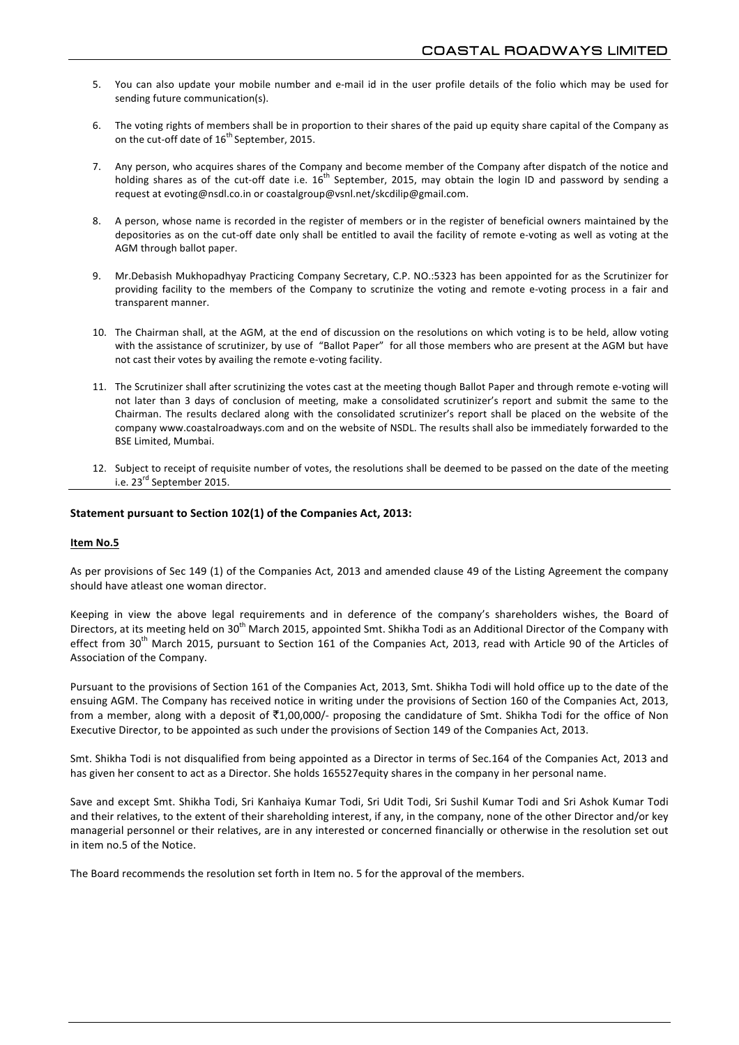5. You can also update your mobile number and e-mail id in the user profile details of the folio which may be used for sending future communication(s).

6. The voting rights of members shall be in proportion to their shares of the paid up equity share capital of the Company as on the cut-off date of 16th September, 2015.

7. Any person, who acquires shares of the Company and become member of the Company after dispatch of the notice and holding shares as of the cut-off date i.e. 16th September, 2015, may obtain the login ID and password by sending a request at evoting@nsdl.co.in or coastalgroup@vsnl.net/skcdilip@gmail.com.

8. A person, whose name is recorded in the register of members or in the register of beneficial owners maintained by the depositories as on the cut-off date only shall be entitled to avail the facility of remote e-voting as well as voting at the AGM through ballot paper.

9. Mr.Debasish Mukhopadhyay Practicing Company Secretary, C.P. NO.:5323 has been appointed for as the Scrutinizer for providing facility to the members of the Company to scrutinize the voting and remote e-voting process in a fair and transparent manner.

10. The Chairman shall, at the AGM, at the end of discussion on the resolutions on which voting is to be held, allow voting with the assistance of scrutinizer, by use of "Ballot Paper" for all those members who are present at the AGM but have not cast their votes by availing the remote e-voting facility.

11. The Scrutinizer shall after scrutinizing the votes cast at the meeting though Ballot Paper and through remote e-voting will not later than 3 days of conclusion of meeting, make a consolidated scrutinizer's report and submit the same to the Chairman. The results declared along with the consolidated scrutinizer's report shall be placed on the website of the company www.coastalroadways.com and on the website of NSDL. The results shall also be immediately forwarded to the BSE Limited, Mumbai.

12. Subject to receipt of requisite number of votes, the resolutions shall be deemed to be passed on the date of the meeting i.e. 23rd September 2015.

**Statement pursuant to Section 102(1) of the Companies Act, 2013:**

**Item No.5**

As per provisions of Sec 149 (1) of the Companies Act, 2013 and amended clause 49 of the Listing Agreement the company should have atleast one woman director.

Keeping in view the above legal requirements and in deference of the company's shareholders wishes, the Board of Directors, at its meeting held on 30th March 2015, appointed Smt. Shikha Todi as an Additional Director of the Company with effect from 30th March 2015, pursuant to Section 161 of the Companies Act, 2013, read with Article 90 of the Articles of Association of the Company.

Pursuant to the provisions of Section 161 of the Companies Act, 2013, Smt. Shikha Todi will hold office up to the date of the ensuing AGM. The Company has received notice in writing under the provisions of Section 160 of the Companies Act, 2013, from a member, along with a deposit of ₹1,00,000/- proposing the candidature of Smt. Shikha Todi for the office of Non Executive Director, to be appointed as such under the provisions of Section 149 of the Companies Act, 2013.

Smt. Shikha Todi is not disqualified from being appointed as a Director in terms of Sec.164 of the Companies Act, 2013 and has given her consent to act as a Director. She holds 165527equity shares in the company in her personal name.

Save and except Smt. Shikha Todi, Sri Kanhaiya Kumar Todi, Sri Udit Todi, Sri Sushil Kumar Todi and Sri Ashok Kumar Todi and their relatives, to the extent of their shareholding interest, if any, in the company, none of the other Director and/or key managerial personnel or their relatives, are in any interested or concerned financially or otherwise in the resolution set out in item no.5 of the Notice.

The Board recommends the resolution set forth in Item no. 5 for the approval of the members.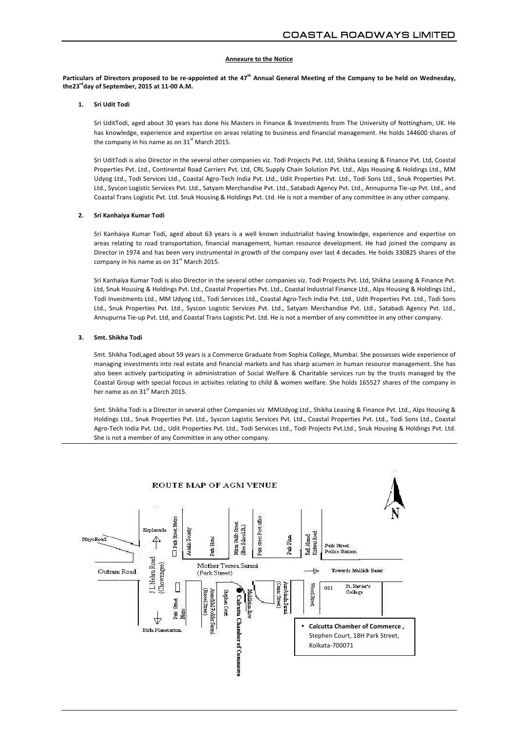## Annexure to the Notice

**Particulars of Directors proposed to be re-appointed at the 47th Annual General Meeting of the Company to be held on Wednesday, the23rdday of September, 2015 at 11-00 A.M.**

**1. Sri Udit Todi**

Sri UditTodi, aged about 30 years has done his Masters in Finance & Investments from The University of Nottingham, UK. He has knowledge, experience and expertise on areas relating to business and financial management. He holds 144600 shares of the company in his name as on 31st March 2015.

Sri UditTodi is also Director in the several other companies viz. Todi Projects Pvt. Ltd, Shikha Leasing & Finance Pvt. Ltd, Coastal Properties Pvt. Ltd., Continental Road Carriers Pvt. Ltd, CRL Supply Chain Solution Pvt. Ltd., Alps Housing & Holdings Ltd., MM Udyog Ltd., Todi Services Ltd., Coastal Agro-Tech India Pvt. Ltd., Udit Properties Pvt. Ltd., Todi Sons Ltd., Snuk Properties Pvt. Ltd., Syscon Logistic Services Pvt. Ltd., Satyam Merchandise Pvt. Ltd., Satabadi Agency Pvt. Ltd., Annupurna Tie-up Pvt. Ltd., and Coastal Trans Logistic Pvt. Ltd. Snuk Housing & Holdings Pvt. Ltd. He is not a member of any committee in any other company.

**2. Sri Kanhaiya Kumar Todi**

Sri Kanhaiya Kumar Todi, aged about 63 years is a well known industrialist having knowledge, experience and expertise on areas relating to road transportation, financial management, human resource development. He had joined the company as Director in 1974 and has been very instrumental in growth of the company over last 4 decades. He holds 330825 shares of the company in his name as on 31st March 2015.

Sri Kanhaiya Kumar Todi is also Director in the several other companies viz. Todi Projects Pvt. Ltd, Shikha Leasing & Finance Pvt. Ltd, Snuk Housing & Holdings Pvt. Ltd., Coastal Properties Pvt. Ltd., Coastal Industrial Finance Ltd., Alps Housing & Holdings Ltd., Todi Investments Ltd., MM Udyog Ltd., Todi Services Ltd., Coastal Agro-Tech India Pvt. Ltd., Udit Properties Pvt. Ltd., Todi Sons Ltd., Snuk Properties Pvt. Ltd., Syscon Logistic Services Pvt. Ltd., Satyam Merchandise Pvt. Ltd., Satabadi Agency Pvt. Ltd., Annupurna Tie-up Pvt. Ltd, and Coastal Trans Logistic Pvt. Ltd. He is not a member of any committee in any other company.

**3. Smt. Shikha Todi**

Smt. Shikha Todi,aged about 59 years is a Commerce Graduate from Sophia College, Mumbai. She possesses wide experience of managing investments into real estate and financial markets and has sharp acumen in human resource management. She has also been actively participating in administration of Social Welfare & Charitable services run by the trusts managed by the Coastal Group with special focous in activites relating to child & women welfare. She holds 165527 shares of the company in her name as on 31st March 2015.

Smt. Shikha Todi is a Director in several other Companies viz MMUdyog Ltd., Shikha Leasing & Finance Pvt. Ltd., Alps Housing & Holdings Ltd., Snuk Properties Pvt. Ltd., Syscon Logistic Services Pvt. Ltd., Coastal Properties Pvt. Ltd., Todi Sons Ltd., Coastal Agro-Tech India Pvt. Ltd., Udit Properties Pvt. Ltd., Todi Services Ltd., Todi Projects Pvt.Ltd., Snuk Housing & Holdings Pvt. Ltd. She is not a member of any Committee in any other company.

ROUTE MAP OF AGM VENUE

N

Mayo Road
Esplanade
Outram Road
J L Nehru Road (Chowringee)
Birla Planetarium
Park Street Metro
Asiatic Society
Park Hotel
Mirza Galib Street (Free School St.)
Park street Post office
Park Plaza
Rafi Ahmed Kidwai Road
Park Street Police Station
Mother Teresa Sarani (Park Street)
Towards Mallick Bazar
Park Street Metro
Anandilal Poddar Sarani (Russel Street)
Stephen Court
Calcutta Chamber of Commerce
Middleton Row
Aurobindo Sarani (Camac Street)
Wood Street
GSI
St. Xavier's College

- **Calcutta Chamber of Commerce ,** Stephen Court, 18H Park Street, Kolkata-700071